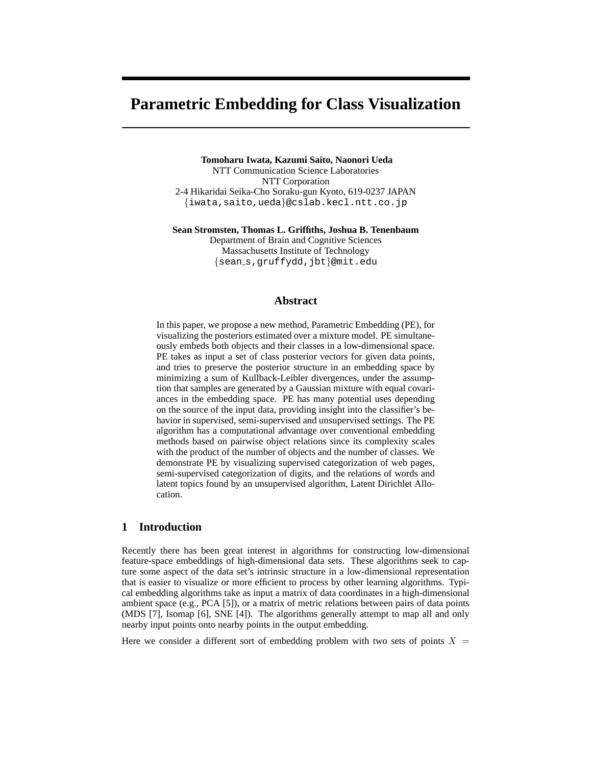# Parametric Embedding for Class Visualization

**Tomoharu Iwata, Kazumi Saito, Naonori Ueda**
NTT Communication Science Laboratories
NTT Corporation
2-4 Hikaridai Seika-Cho Soraku-gun Kyoto, 619-0237 JAPAN
{iwata,saito,ueda}@cslab.kecl.ntt.co.jp

**Sean Stromsten, Thomas L. Griffiths, Joshua B. Tenenbaum**
Department of Brain and Cognitive Sciences
Massachusetts Institute of Technology
{sean_s,gruffydd,jbt}@mit.edu

## Abstract

In this paper, we propose a new method, Parametric Embedding (PE), for visualizing the posteriors estimated over a mixture model. PE simultaneously embeds both objects and their classes in a low-dimensional space. PE takes as input a set of class posterior vectors for given data points, and tries to preserve the posterior structure in an embedding space by minimizing a sum of Kullback-Leibler divergences, under the assumption that samples are generated by a Gaussian mixture with equal covariances in the embedding space. PE has many potential uses depending on the source of the input data, providing insight into the classifier's behavior in supervised, semi-supervised and unsupervised settings. The PE algorithm has a computational advantage over conventional embedding methods based on pairwise object relations since its complexity scales with the product of the number of objects and the number of classes. We demonstrate PE by visualizing supervised categorization of web pages, semi-supervised categorization of digits, and the relations of words and latent topics found by an unsupervised algorithm, Latent Dirichlet Allocation.

## 1 Introduction

Recently there has been great interest in algorithms for constructing low-dimensional feature-space embeddings of high-dimensional data sets. These algorithms seek to capture some aspect of the data set's intrinsic structure in a low-dimensional representation that is easier to visualize or more efficient to process by other learning algorithms. Typical embedding algorithms take as input a matrix of data coordinates in a high-dimensional ambient space (e.g., PCA [5]), or a matrix of metric relations between pairs of data points (MDS [7], Isomap [6], SNE [4]). The algorithms generally attempt to map all and only nearby input points onto nearby points in the output embedding.

Here we consider a different sort of embedding problem with two sets of points $X =$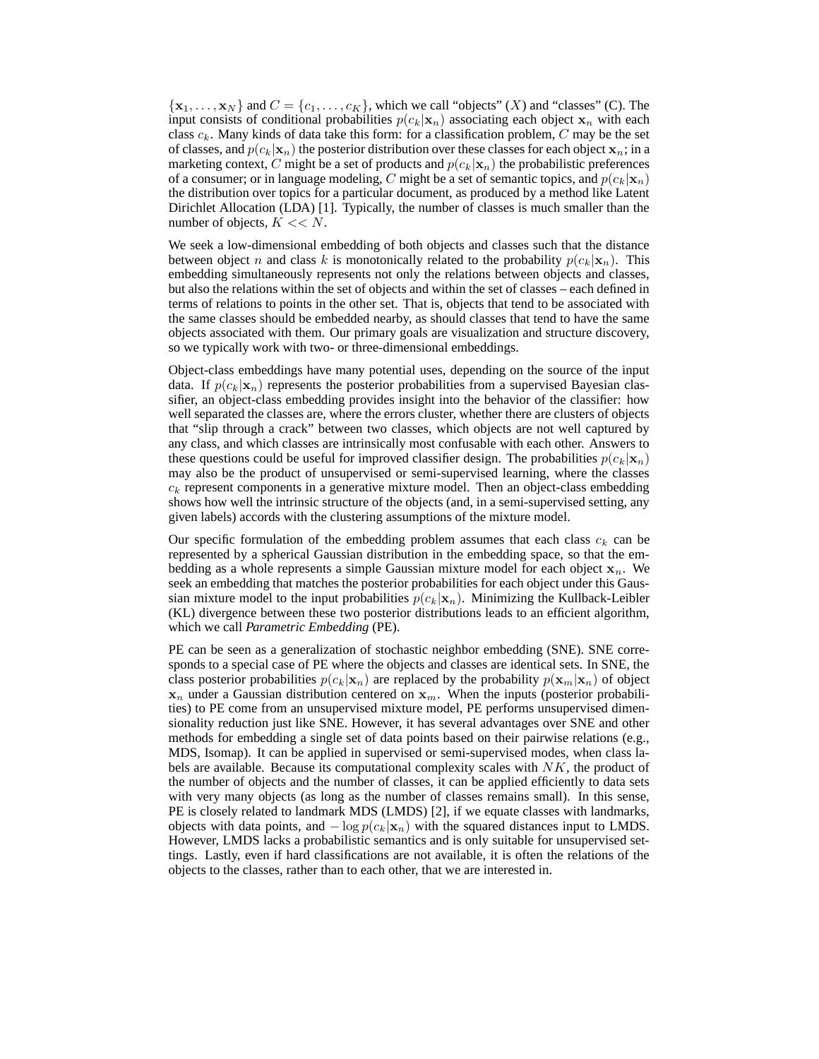$\{\mathbf{x}_1, \ldots, \mathbf{x}_N\}$ and $C = \{c_1, \ldots, c_K\}$, which we call "objects" ($X$) and "classes" (C). The input consists of conditional probabilities $p(c_k|\mathbf{x}_n)$ associating each object $\mathbf{x}_n$ with each class $c_k$. Many kinds of data take this form: for a classification problem, $C$ may be the set of classes, and $p(c_k|\mathbf{x}_n)$ the posterior distribution over these classes for each object $\mathbf{x}_n$; in a marketing context, $C$ might be a set of products and $p(c_k|\mathbf{x}_n)$ the probabilistic preferences of a consumer; or in language modeling, $C$ might be a set of semantic topics, and $p(c_k|\mathbf{x}_n)$ the distribution over topics for a particular document, as produced by a method like Latent Dirichlet Allocation (LDA) [1]. Typically, the number of classes is much smaller than the number of objects, $K << N$.

We seek a low-dimensional embedding of both objects and classes such that the distance between object $n$ and class $k$ is monotonically related to the probability $p(c_k|\mathbf{x}_n)$. This embedding simultaneously represents not only the relations between objects and classes, but also the relations within the set of objects and within the set of classes – each defined in terms of relations to points in the other set. That is, objects that tend to be associated with the same classes should be embedded nearby, as should classes that tend to have the same objects associated with them. Our primary goals are visualization and structure discovery, so we typically work with two- or three-dimensional embeddings.

Object-class embeddings have many potential uses, depending on the source of the input data. If $p(c_k|\mathbf{x}_n)$ represents the posterior probabilities from a supervised Bayesian classifier, an object-class embedding provides insight into the behavior of the classifier: how well separated the classes are, where the errors cluster, whether there are clusters of objects that "slip through a crack" between two classes, which objects are not well captured by any class, and which classes are intrinsically most confusable with each other. Answers to these questions could be useful for improved classifier design. The probabilities $p(c_k|\mathbf{x}_n)$ may also be the product of unsupervised or semi-supervised learning, where the classes $c_k$ represent components in a generative mixture model. Then an object-class embedding shows how well the intrinsic structure of the objects (and, in a semi-supervised setting, any given labels) accords with the clustering assumptions of the mixture model.

Our specific formulation of the embedding problem assumes that each class $c_k$ can be represented by a spherical Gaussian distribution in the embedding space, so that the embedding as a whole represents a simple Gaussian mixture model for each object $\mathbf{x}_n$. We seek an embedding that matches the posterior probabilities for each object under this Gaussian mixture model to the input probabilities $p(c_k|\mathbf{x}_n)$. Minimizing the Kullback-Leibler (KL) divergence between these two posterior distributions leads to an efficient algorithm, which we call *Parametric Embedding* (PE).

PE can be seen as a generalization of stochastic neighbor embedding (SNE). SNE corresponds to a special case of PE where the objects and classes are identical sets. In SNE, the class posterior probabilities $p(c_k|\mathbf{x}_n)$ are replaced by the probability $p(\mathbf{x}_m|\mathbf{x}_n)$ of object $\mathbf{x}_n$ under a Gaussian distribution centered on $\mathbf{x}_m$. When the inputs (posterior probabilities) to PE come from an unsupervised mixture model, PE performs unsupervised dimensionality reduction just like SNE. However, it has several advantages over SNE and other methods for embedding a single set of data points based on their pairwise relations (e.g., MDS, Isomap). It can be applied in supervised or semi-supervised modes, when class labels are available. Because its computational complexity scales with $NK$, the product of the number of objects and the number of classes, it can be applied efficiently to data sets with very many objects (as long as the number of classes remains small). In this sense, PE is closely related to landmark MDS (LMDS) [2], if we equate classes with landmarks, objects with data points, and $-\log p(c_k|\mathbf{x}_n)$ with the squared distances input to LMDS. However, LMDS lacks a probabilistic semantics and is only suitable for unsupervised settings. Lastly, even if hard classifications are not available, it is often the relations of the objects to the classes, rather than to each other, that we are interested in.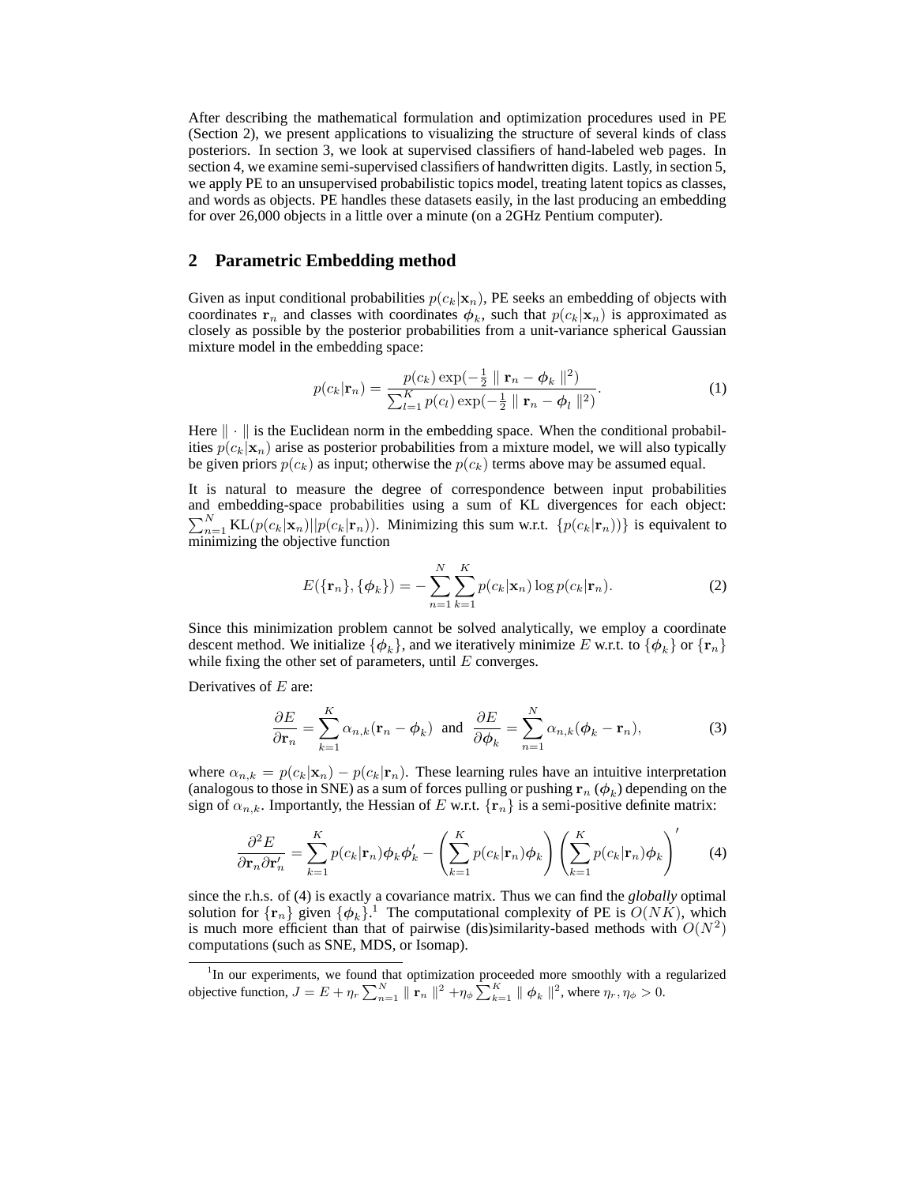After describing the mathematical formulation and optimization procedures used in PE (Section 2), we present applications to visualizing the structure of several kinds of class posteriors. In section 3, we look at supervised classifiers of hand-labeled web pages. In section 4, we examine semi-supervised classifiers of handwritten digits. Lastly, in section 5, we apply PE to an unsupervised probabilistic topics model, treating latent topics as classes, and words as objects. PE handles these datasets easily, in the last producing an embedding for over 26,000 objects in a little over a minute (on a 2GHz Pentium computer).

## 2 Parametric Embedding method

Given as input conditional probabilities $p(c_k|\mathbf{x}_n)$, PE seeks an embedding of objects with coordinates $\mathbf{r}_n$ and classes with coordinates $\boldsymbol{\phi}_k$, such that $p(c_k|\mathbf{x}_n)$ is approximated as closely as possible by the posterior probabilities from a unit-variance spherical Gaussian mixture model in the embedding space:

$$p(c_k|\mathbf{r}_n) = \frac{p(c_k)\exp(-\frac{1}{2} \parallel \mathbf{r}_n - \boldsymbol{\phi}_k \parallel^2)}{\sum_{l=1}^{K} p(c_l)\exp(-\frac{1}{2} \parallel \mathbf{r}_n - \boldsymbol{\phi}_l \parallel^2)}. \tag{1}$$

Here $\parallel \cdot \parallel$ is the Euclidean norm in the embedding space. When the conditional probabilities $p(c_k|\mathbf{x}_n)$ arise as posterior probabilities from a mixture model, we will also typically be given priors $p(c_k)$ as input; otherwise the $p(c_k)$ terms above may be assumed equal.

It is natural to measure the degree of correspondence between input probabilities and embedding-space probabilities using a sum of KL divergences for each object: $\sum_{n=1}^{N} \mathrm{KL}(p(c_k|\mathbf{x}_n)||p(c_k|\mathbf{r}_n))$. Minimizing this sum w.r.t. $\{p(c_k|\mathbf{r}_n))\}$ is equivalent to minimizing the objective function

$$E(\{\mathbf{r}_n\}, \{\boldsymbol{\phi}_k\}) = -\sum_{n=1}^{N}\sum_{k=1}^{K} p(c_k|\mathbf{x}_n)\log p(c_k|\mathbf{r}_n). \tag{2}$$

Since this minimization problem cannot be solved analytically, we employ a coordinate descent method. We initialize $\{\boldsymbol{\phi}_k\}$, and we iteratively minimize $E$ w.r.t. to $\{\boldsymbol{\phi}_k\}$ or $\{\mathbf{r}_n\}$ while fixing the other set of parameters, until $E$ converges.

Derivatives of $E$ are:

$$\frac{\partial E}{\partial \mathbf{r}_n} = \sum_{k=1}^{K} \alpha_{n,k}(\mathbf{r}_n - \boldsymbol{\phi}_k) \;\text{ and }\; \frac{\partial E}{\partial \boldsymbol{\phi}_k} = \sum_{n=1}^{N} \alpha_{n,k}(\boldsymbol{\phi}_k - \mathbf{r}_n), \tag{3}$$

where $\alpha_{n,k} = p(c_k|\mathbf{x}_n) - p(c_k|\mathbf{r}_n)$. These learning rules have an intuitive interpretation (analogous to those in SNE) as a sum of forces pulling or pushing $\mathbf{r}_n$ ($\boldsymbol{\phi}_k$) depending on the sign of $\alpha_{n,k}$. Importantly, the Hessian of $E$ w.r.t. $\{\mathbf{r}_n\}$ is a semi-positive definite matrix:

$$\frac{\partial^2 E}{\partial \mathbf{r}_n \partial \mathbf{r}_n'} = \sum_{k=1}^{K} p(c_k|\mathbf{r}_n)\boldsymbol{\phi}_k\boldsymbol{\phi}_k' - \left(\sum_{k=1}^{K} p(c_k|\mathbf{r}_n)\boldsymbol{\phi}_k\right)\left(\sum_{k=1}^{K} p(c_k|\mathbf{r}_n)\boldsymbol{\phi}_k\right)' \tag{4}$$

since the r.h.s. of (4) is exactly a covariance matrix. Thus we can find the *globally* optimal solution for $\{\mathbf{r}_n\}$ given $\{\boldsymbol{\phi}_k\}$.[1] The computational complexity of PE is $O(NK)$, which is much more efficient than that of pairwise (dis)similarity-based methods with $O(N^2)$ computations (such as SNE, MDS, or Isomap).

[1] In our experiments, we found that optimization proceeded more smoothly with a regularized objective function, $J = E + \eta_r \sum_{n=1}^{N} \parallel \mathbf{r}_n \parallel^2 + \eta_\phi \sum_{k=1}^{K} \parallel \boldsymbol{\phi}_k \parallel^2$, where $\eta_r, \eta_\phi > 0$.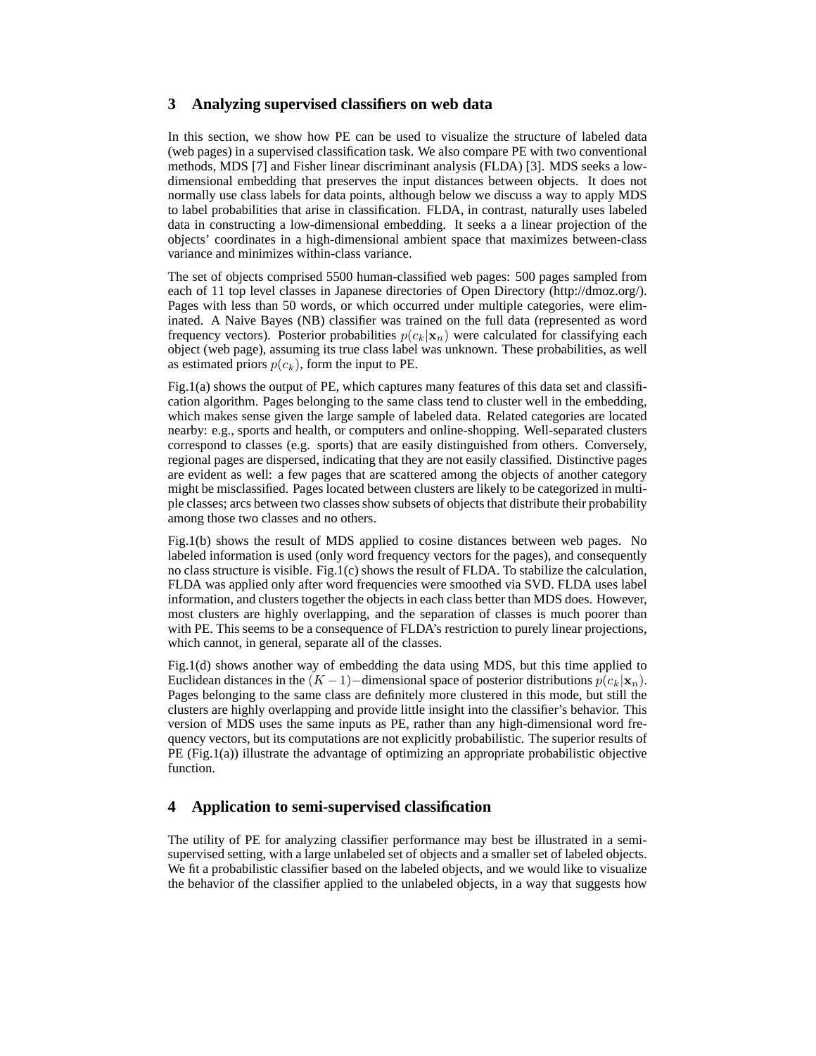## 3 Analyzing supervised classifiers on web data

In this section, we show how PE can be used to visualize the structure of labeled data (web pages) in a supervised classification task. We also compare PE with two conventional methods, MDS [7] and Fisher linear discriminant analysis (FLDA) [3]. MDS seeks a low-dimensional embedding that preserves the input distances between objects. It does not normally use class labels for data points, although below we discuss a way to apply MDS to label probabilities that arise in classification. FLDA, in contrast, naturally uses labeled data in constructing a low-dimensional embedding. It seeks a a linear projection of the objects' coordinates in a high-dimensional ambient space that maximizes between-class variance and minimizes within-class variance.

The set of objects comprised 5500 human-classified web pages: 500 pages sampled from each of 11 top level classes in Japanese directories of Open Directory (http://dmoz.org/). Pages with less than 50 words, or which occurred under multiple categories, were eliminated. A Naive Bayes (NB) classifier was trained on the full data (represented as word frequency vectors). Posterior probabilities $p(c_k|\mathbf{x}_n)$ were calculated for classifying each object (web page), assuming its true class label was unknown. These probabilities, as well as estimated priors $p(c_k)$, form the input to PE.

Fig.1(a) shows the output of PE, which captures many features of this data set and classification algorithm. Pages belonging to the same class tend to cluster well in the embedding, which makes sense given the large sample of labeled data. Related categories are located nearby: e.g., sports and health, or computers and online-shopping. Well-separated clusters correspond to classes (e.g. sports) that are easily distinguished from others. Conversely, regional pages are dispersed, indicating that they are not easily classified. Distinctive pages are evident as well: a few pages that are scattered among the objects of another category might be misclassified. Pages located between clusters are likely to be categorized in multiple classes; arcs between two classes show subsets of objects that distribute their probability among those two classes and no others.

Fig.1(b) shows the result of MDS applied to cosine distances between web pages. No labeled information is used (only word frequency vectors for the pages), and consequently no class structure is visible. Fig.1(c) shows the result of FLDA. To stabilize the calculation, FLDA was applied only after word frequencies were smoothed via SVD. FLDA uses label information, and clusters together the objects in each class better than MDS does. However, most clusters are highly overlapping, and the separation of classes is much poorer than with PE. This seems to be a consequence of FLDA's restriction to purely linear projections, which cannot, in general, separate all of the classes.

Fig.1(d) shows another way of embedding the data using MDS, but this time applied to Euclidean distances in the $(K-1)-$dimensional space of posterior distributions $p(c_k|\mathbf{x}_n)$. Pages belonging to the same class are definitely more clustered in this mode, but still the clusters are highly overlapping and provide little insight into the classifier's behavior. This version of MDS uses the same inputs as PE, rather than any high-dimensional word frequency vectors, but its computations are not explicitly probabilistic. The superior results of PE (Fig.1(a)) illustrate the advantage of optimizing an appropriate probabilistic objective function.

## 4 Application to semi-supervised classification

The utility of PE for analyzing classifier performance may best be illustrated in a semi-supervised setting, with a large unlabeled set of objects and a smaller set of labeled objects. We fit a probabilistic classifier based on the labeled objects, and we would like to visualize the behavior of the classifier applied to the unlabeled objects, in a way that suggests how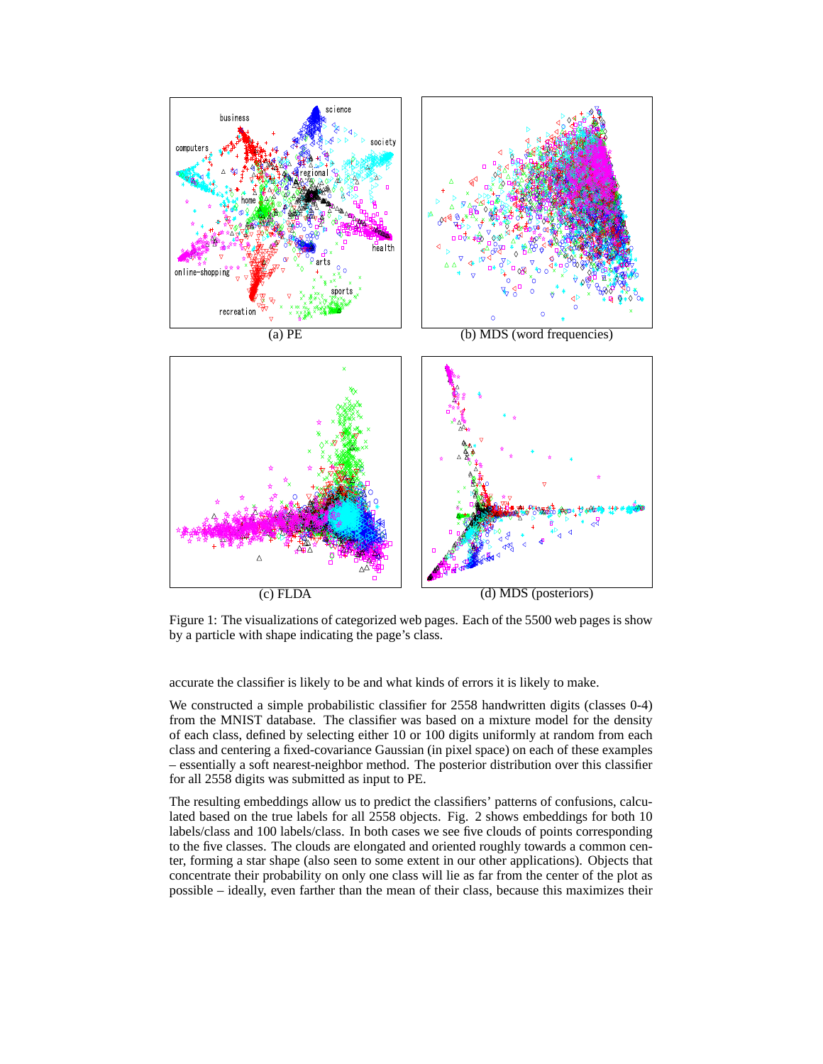(a) PE

(b) MDS (word frequencies)

(c) FLDA

(d) MDS (posteriors)

Figure 1: The visualizations of categorized web pages. Each of the 5500 web pages is show by a particle with shape indicating the page's class.

accurate the classifier is likely to be and what kinds of errors it is likely to make.

We constructed a simple probabilistic classifier for 2558 handwritten digits (classes 0-4) from the MNIST database. The classifier was based on a mixture model for the density of each class, defined by selecting either 10 or 100 digits uniformly at random from each class and centering a fixed-covariance Gaussian (in pixel space) on each of these examples – essentially a soft nearest-neighbor method. The posterior distribution over this classifier for all 2558 digits was submitted as input to PE.

The resulting embeddings allow us to predict the classifiers' patterns of confusions, calculated based on the true labels for all 2558 objects. Fig. 2 shows embeddings for both 10 labels/class and 100 labels/class. In both cases we see five clouds of points corresponding to the five classes. The clouds are elongated and oriented roughly towards a common center, forming a star shape (also seen to some extent in our other applications). Objects that concentrate their probability on only one class will lie as far from the center of the plot as possible – ideally, even farther than the mean of their class, because this maximizes their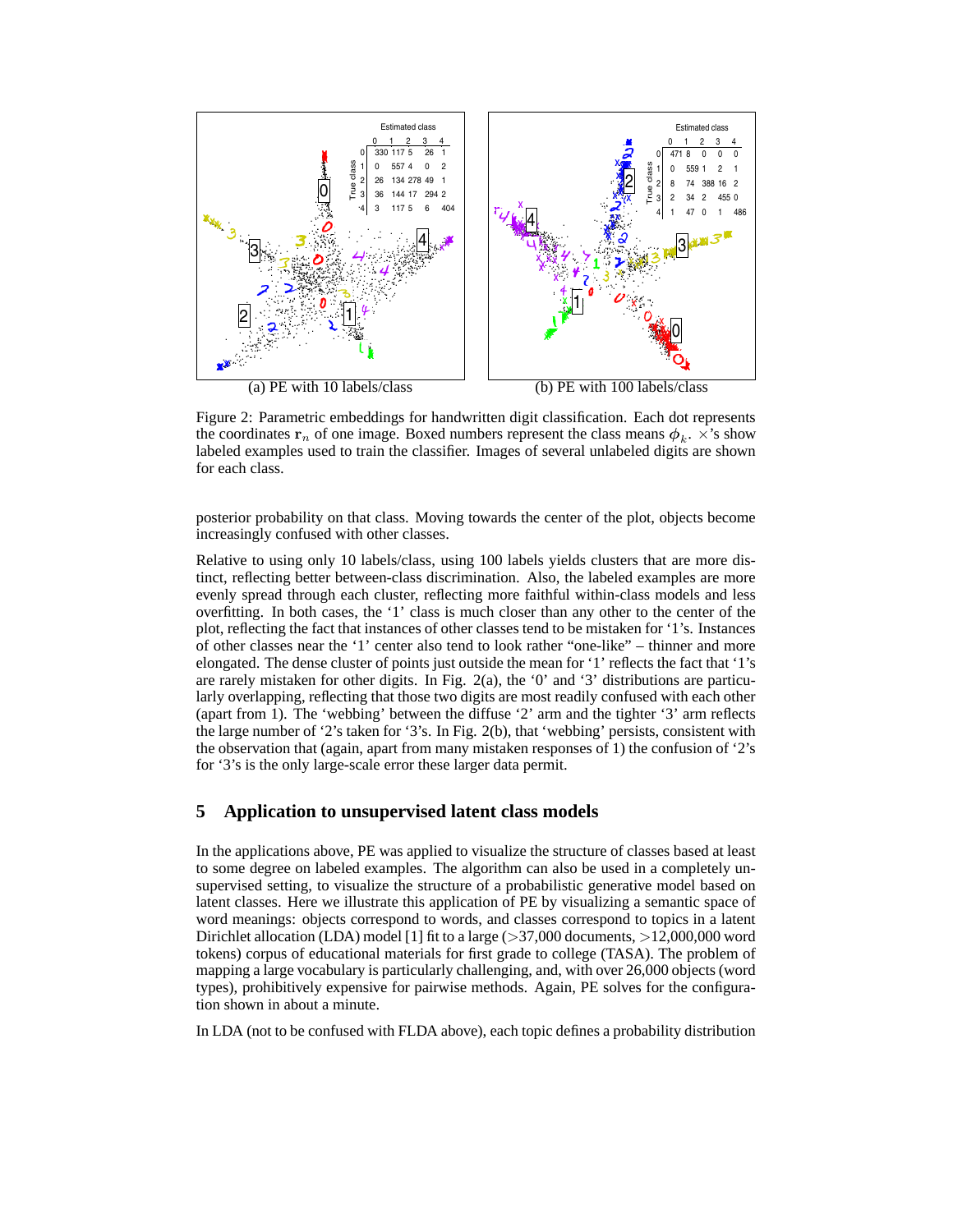Figure 2: Parametric embeddings for handwritten digit classification. Each dot represents the coordinates $\mathbf{r}_n$ of one image. Boxed numbers represent the class means $\phi_k$. $\times$'s show labeled examples used to train the classifier. Images of several unlabeled digits are shown for each class.

(a) PE with 10 labels/class

(b) PE with 100 labels/class

posterior probability on that class. Moving towards the center of the plot, objects become increasingly confused with other classes.

Relative to using only 10 labels/class, using 100 labels yields clusters that are more distinct, reflecting better between-class discrimination. Also, the labeled examples are more evenly spread through each cluster, reflecting more faithful within-class models and less overfitting. In both cases, the '1' class is much closer than any other to the center of the plot, reflecting the fact that instances of other classes tend to be mistaken for '1's. Instances of other classes near the '1' center also tend to look rather "one-like" – thinner and more elongated. The dense cluster of points just outside the mean for '1' reflects the fact that '1's are rarely mistaken for other digits. In Fig. 2(a), the '0' and '3' distributions are particularly overlapping, reflecting that those two digits are most readily confused with each other (apart from 1). The 'webbing' between the diffuse '2' arm and the tighter '3' arm reflects the large number of '2's taken for '3's. In Fig. 2(b), that 'webbing' persists, consistent with the observation that (again, apart from many mistaken responses of 1) the confusion of '2's for '3's is the only large-scale error these larger data permit.

## 5 Application to unsupervised latent class models

In the applications above, PE was applied to visualize the structure of classes based at least to some degree on labeled examples. The algorithm can also be used in a completely unsupervised setting, to visualize the structure of a probabilistic generative model based on latent classes. Here we illustrate this application of PE by visualizing a semantic space of word meanings: objects correspond to words, and classes correspond to topics in a latent Dirichlet allocation (LDA) model [1] fit to a large (>37,000 documents, >12,000,000 word tokens) corpus of educational materials for first grade to college (TASA). The problem of mapping a large vocabulary is particularly challenging, and, with over 26,000 objects (word types), prohibitively expensive for pairwise methods. Again, PE solves for the configuration shown in about a minute.

In LDA (not to be confused with FLDA above), each topic defines a probability distribution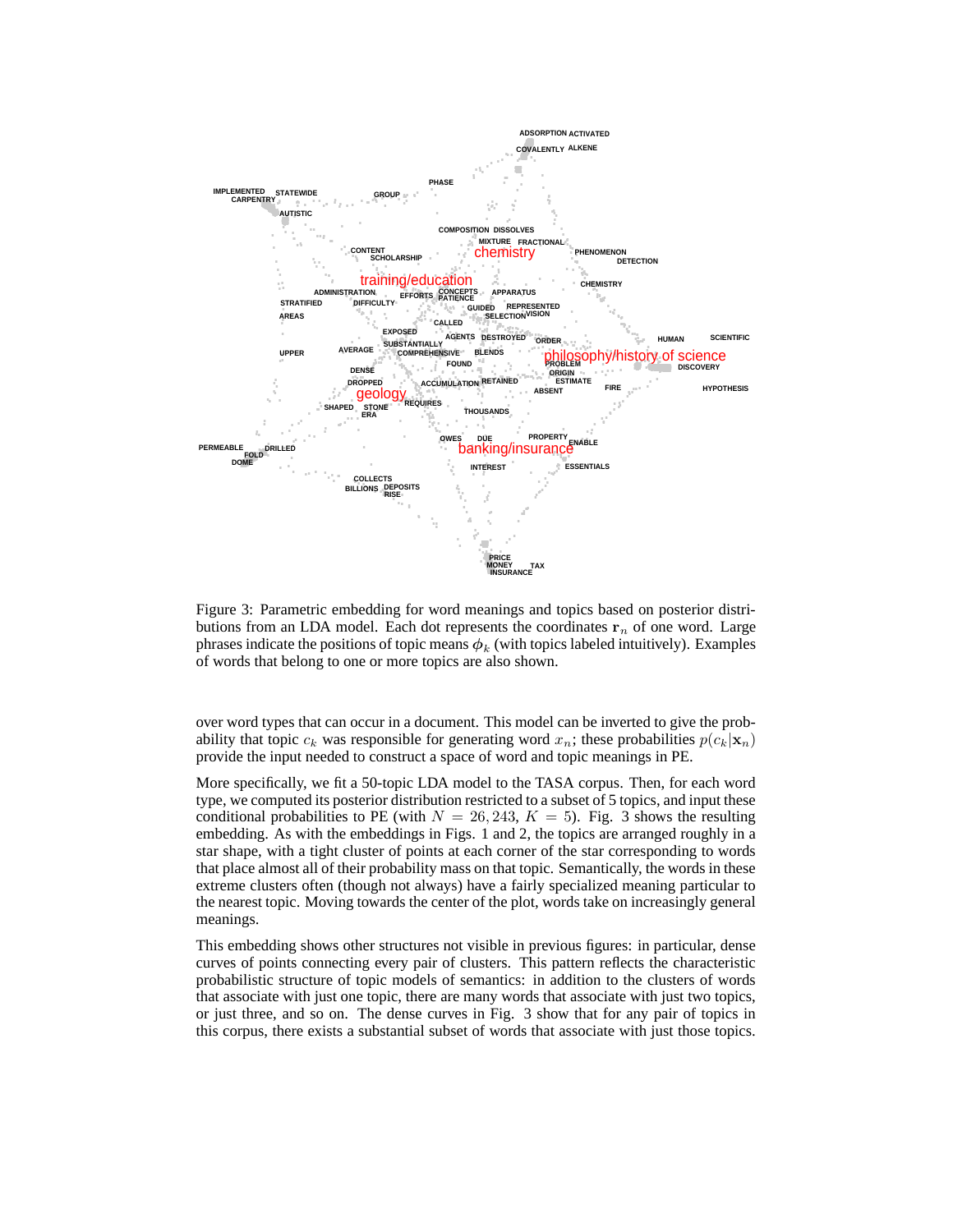Figure 3: Parametric embedding for word meanings and topics based on posterior distributions from an LDA model. Each dot represents the coordinates $\mathbf{r}_n$ of one word. Large phrases indicate the positions of topic means $\phi_k$ (with topics labeled intuitively). Examples of words that belong to one or more topics are also shown.

over word types that can occur in a document. This model can be inverted to give the probability that topic $c_k$ was responsible for generating word $x_n$; these probabilities $p(c_k|\mathbf{x}_n)$ provide the input needed to construct a space of word and topic meanings in PE.

More specifically, we fit a 50-topic LDA model to the TASA corpus. Then, for each word type, we computed its posterior distribution restricted to a subset of 5 topics, and input these conditional probabilities to PE (with $N = 26,243$, $K = 5$). Fig. 3 shows the resulting embedding. As with the embeddings in Figs. 1 and 2, the topics are arranged roughly in a star shape, with a tight cluster of points at each corner of the star corresponding to words that place almost all of their probability mass on that topic. Semantically, the words in these extreme clusters often (though not always) have a fairly specialized meaning particular to the nearest topic. Moving towards the center of the plot, words take on increasingly general meanings.

This embedding shows other structures not visible in previous figures: in particular, dense curves of points connecting every pair of clusters. This pattern reflects the characteristic probabilistic structure of topic models of semantics: in addition to the clusters of words that associate with just one topic, there are many words that associate with just two topics, or just three, and so on. The dense curves in Fig. 3 show that for any pair of topics in this corpus, there exists a substantial subset of words that associate with just those topics.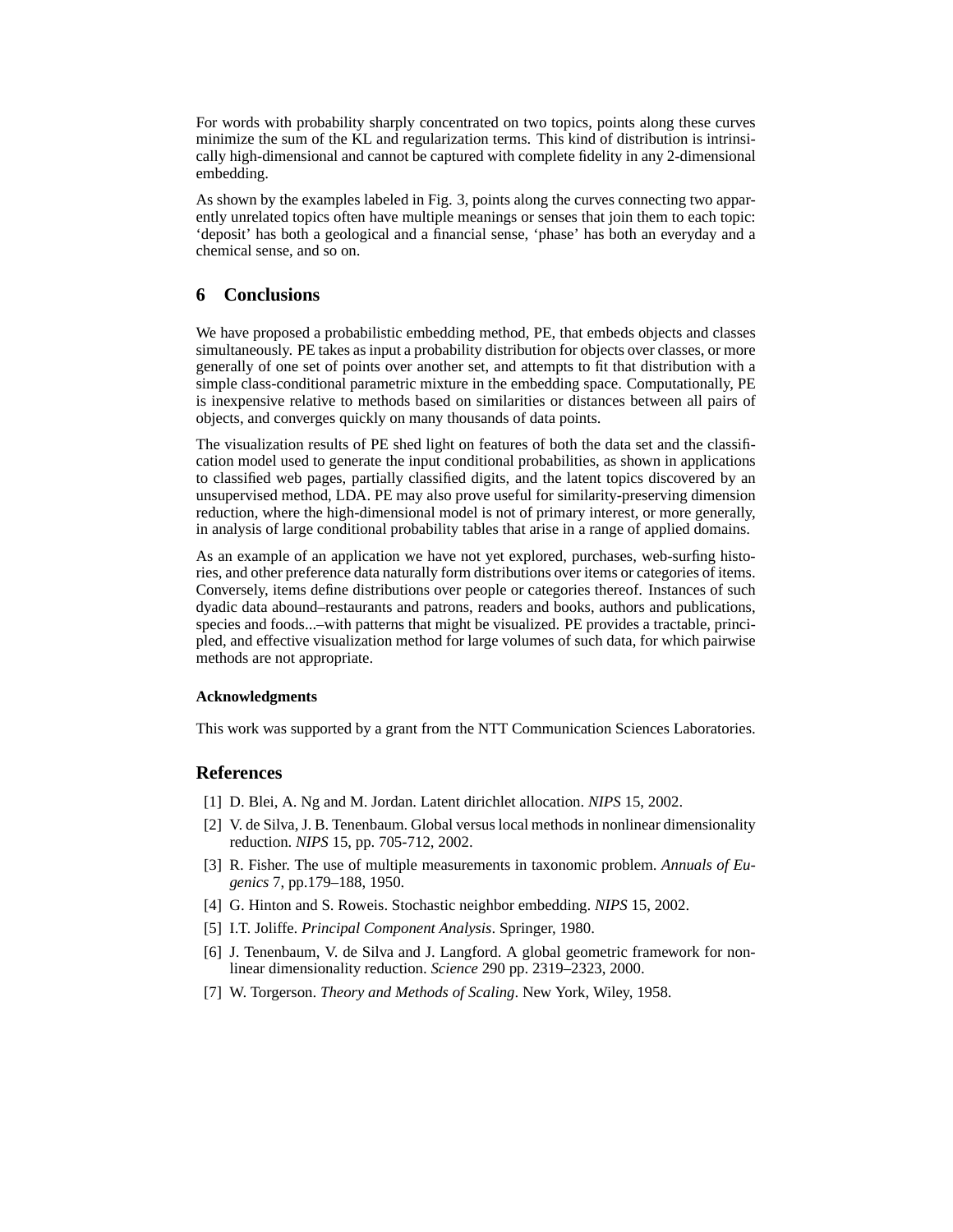For words with probability sharply concentrated on two topics, points along these curves minimize the sum of the KL and regularization terms. This kind of distribution is intrinsically high-dimensional and cannot be captured with complete fidelity in any 2-dimensional embedding.

As shown by the examples labeled in Fig. 3, points along the curves connecting two apparently unrelated topics often have multiple meanings or senses that join them to each topic: 'deposit' has both a geological and a financial sense, 'phase' has both an everyday and a chemical sense, and so on.

## 6 Conclusions

We have proposed a probabilistic embedding method, PE, that embeds objects and classes simultaneously. PE takes as input a probability distribution for objects over classes, or more generally of one set of points over another set, and attempts to fit that distribution with a simple class-conditional parametric mixture in the embedding space. Computationally, PE is inexpensive relative to methods based on similarities or distances between all pairs of objects, and converges quickly on many thousands of data points.

The visualization results of PE shed light on features of both the data set and the classification model used to generate the input conditional probabilities, as shown in applications to classified web pages, partially classified digits, and the latent topics discovered by an unsupervised method, LDA. PE may also prove useful for similarity-preserving dimension reduction, where the high-dimensional model is not of primary interest, or more generally, in analysis of large conditional probability tables that arise in a range of applied domains.

As an example of an application we have not yet explored, purchases, web-surfing histories, and other preference data naturally form distributions over items or categories of items. Conversely, items define distributions over people or categories thereof. Instances of such dyadic data abound–restaurants and patrons, readers and books, authors and publications, species and foods...–with patterns that might be visualized. PE provides a tractable, principled, and effective visualization method for large volumes of such data, for which pairwise methods are not appropriate.

#### Acknowledgments

This work was supported by a grant from the NTT Communication Sciences Laboratories.

## References

[1] D. Blei, A. Ng and M. Jordan. Latent dirichlet allocation. *NIPS* 15, 2002.

[2] V. de Silva, J. B. Tenenbaum. Global versus local methods in nonlinear dimensionality reduction. *NIPS* 15, pp. 705-712, 2002.

[3] R. Fisher. The use of multiple measurements in taxonomic problem. *Annuals of Eugenics* 7, pp.179–188, 1950.

[4] G. Hinton and S. Roweis. Stochastic neighbor embedding. *NIPS* 15, 2002.

[5] I.T. Joliffe. *Principal Component Analysis*. Springer, 1980.

[6] J. Tenenbaum, V. de Silva and J. Langford. A global geometric framework for nonlinear dimensionality reduction. *Science* 290 pp. 2319–2323, 2000.

[7] W. Torgerson. *Theory and Methods of Scaling*. New York, Wiley, 1958.